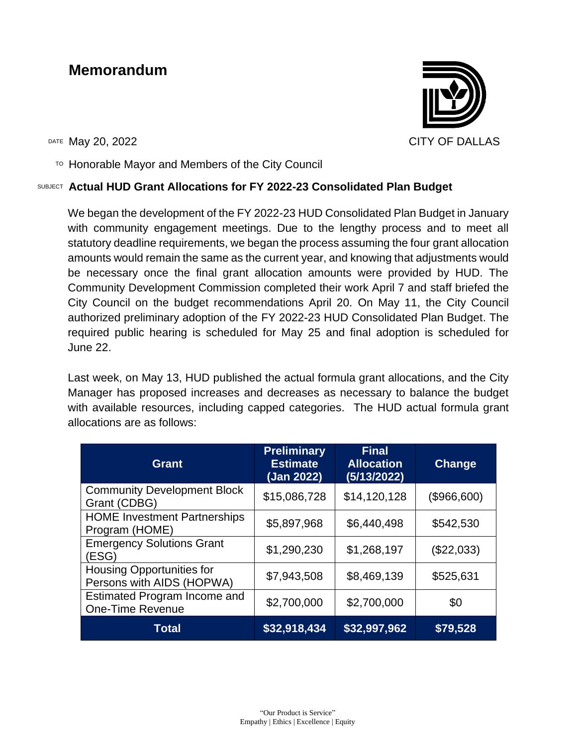# Memorandum

CITY OF DALLAS

DATE May 20, 2022

TO Honorable Mayor and Members of the City Council

SUBJECT **Actual HUD Grant Allocations for FY 2022-23 Consolidated Plan Budget**

We began the development of the FY 2022-23 HUD Consolidated Plan Budget in January with community engagement meetings. Due to the lengthy process and to meet all statutory deadline requirements, we began the process assuming the four grant allocation amounts would remain the same as the current year, and knowing that adjustments would be necessary once the final grant allocation amounts were provided by HUD. The Community Development Commission completed their work April 7 and staff briefed the City Council on the budget recommendations April 20. On May 11, the City Council authorized preliminary adoption of the FY 2022-23 HUD Consolidated Plan Budget. The required public hearing is scheduled for May 25 and final adoption is scheduled for June 22.

Last week, on May 13, HUD published the actual formula grant allocations, and the City Manager has proposed increases and decreases as necessary to balance the budget with available resources, including capped categories. The HUD actual formula grant allocations are as follows:

| Grant | Preliminary Estimate (Jan 2022) | Final Allocation (5/13/2022) | Change |
|---|---|---|---|
| Community Development Block Grant (CDBG) | $15,086,728 | $14,120,128 | ($966,600) |
| HOME Investment Partnerships Program (HOME) | $5,897,968 | $6,440,498 | $542,530 |
| Emergency Solutions Grant (ESG) | $1,290,230 | $1,268,197 | ($22,033) |
| Housing Opportunities for Persons with AIDS (HOPWA) | $7,943,508 | $8,469,139 | $525,631 |
| Estimated Program Income and One-Time Revenue | $2,700,000 | $2,700,000 | $0 |
| **Total** | **$32,918,434** | **$32,997,962** | **$79,528** |

"Our Product is Service"
Empathy | Ethics | Excellence | Equity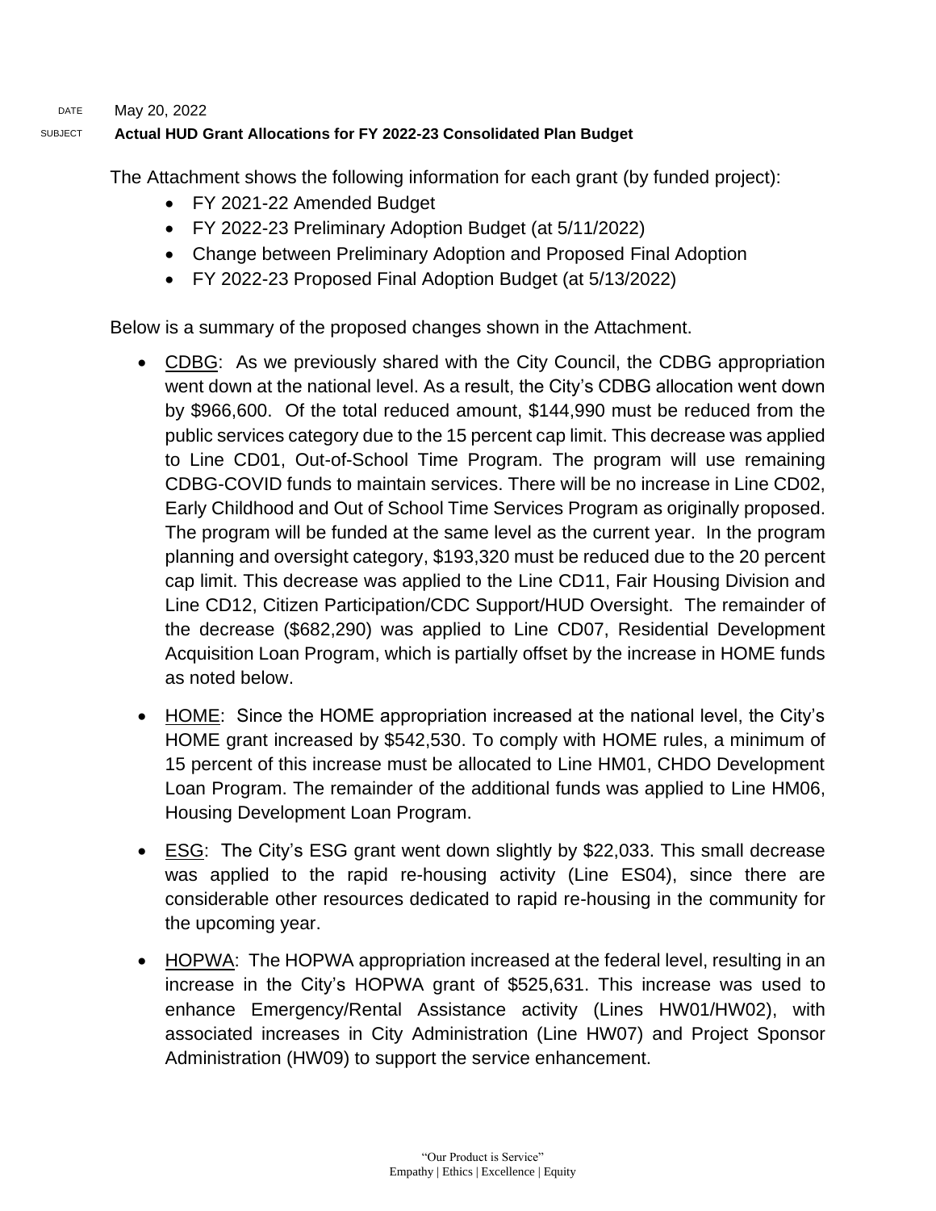DATE May 20, 2022

SUBJECT **Actual HUD Grant Allocations for FY 2022-23 Consolidated Plan Budget**

The Attachment shows the following information for each grant (by funded project):

- FY 2021-22 Amended Budget
- FY 2022-23 Preliminary Adoption Budget (at 5/11/2022)
- Change between Preliminary Adoption and Proposed Final Adoption
- FY 2022-23 Proposed Final Adoption Budget (at 5/13/2022)

Below is a summary of the proposed changes shown in the Attachment.

- CDBG: As we previously shared with the City Council, the CDBG appropriation went down at the national level. As a result, the City's CDBG allocation went down by $966,600. Of the total reduced amount, $144,990 must be reduced from the public services category due to the 15 percent cap limit. This decrease was applied to Line CD01, Out-of-School Time Program. The program will use remaining CDBG-COVID funds to maintain services. There will be no increase in Line CD02, Early Childhood and Out of School Time Services Program as originally proposed. The program will be funded at the same level as the current year. In the program planning and oversight category, $193,320 must be reduced due to the 20 percent cap limit. This decrease was applied to the Line CD11, Fair Housing Division and Line CD12, Citizen Participation/CDC Support/HUD Oversight. The remainder of the decrease ($682,290) was applied to Line CD07, Residential Development Acquisition Loan Program, which is partially offset by the increase in HOME funds as noted below.

- HOME: Since the HOME appropriation increased at the national level, the City's HOME grant increased by $542,530. To comply with HOME rules, a minimum of 15 percent of this increase must be allocated to Line HM01, CHDO Development Loan Program. The remainder of the additional funds was applied to Line HM06, Housing Development Loan Program.

- ESG: The City's ESG grant went down slightly by $22,033. This small decrease was applied to the rapid re-housing activity (Line ES04), since there are considerable other resources dedicated to rapid re-housing in the community for the upcoming year.

- HOPWA: The HOPWA appropriation increased at the federal level, resulting in an increase in the City's HOPWA grant of $525,631. This increase was used to enhance Emergency/Rental Assistance activity (Lines HW01/HW02), with associated increases in City Administration (Line HW07) and Project Sponsor Administration (HW09) to support the service enhancement.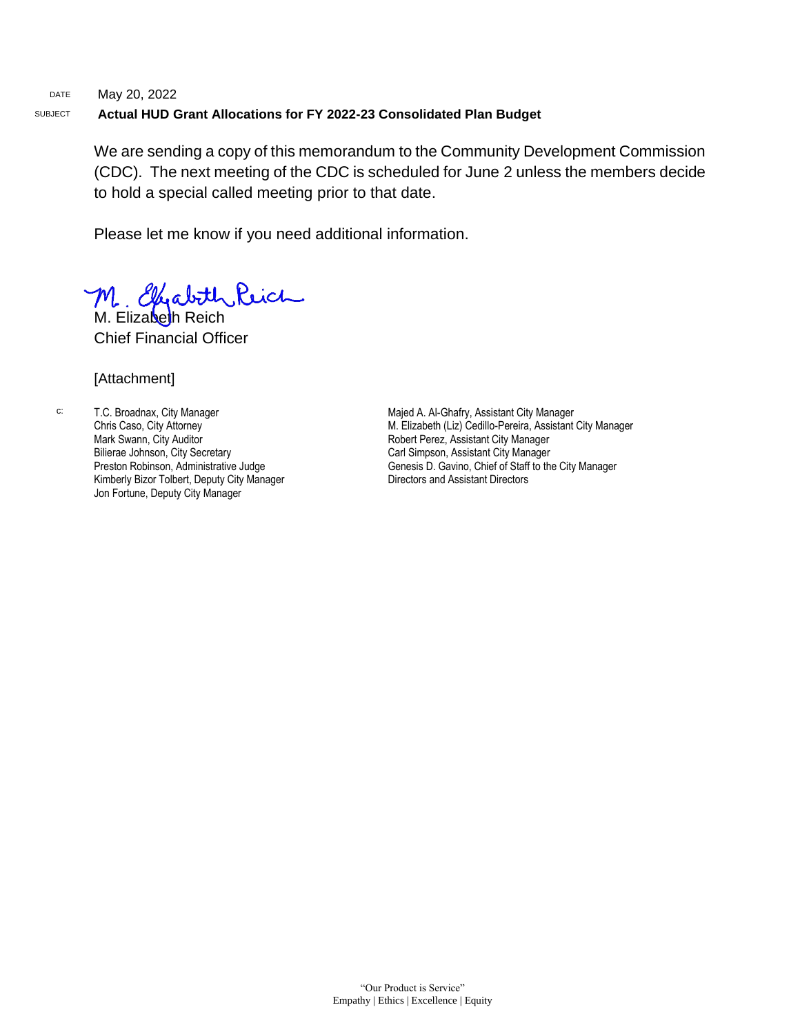DATE May 20, 2022

SUBJECT **Actual HUD Grant Allocations for FY 2022-23 Consolidated Plan Budget**

We are sending a copy of this memorandum to the Community Development Commission (CDC). The next meeting of the CDC is scheduled for June 2 unless the members decide to hold a special called meeting prior to that date.

Please let me know if you need additional information.

M. Elizabeth Reich
Chief Financial Officer

[Attachment]

c:
T.C. Broadnax, City Manager
Chris Caso, City Attorney
Mark Swann, City Auditor
Bilierae Johnson, City Secretary
Preston Robinson, Administrative Judge
Kimberly Bizor Tolbert, Deputy City Manager
Jon Fortune, Deputy City Manager
Majed A. Al-Ghafry, Assistant City Manager
M. Elizabeth (Liz) Cedillo-Pereira, Assistant City Manager
Robert Perez, Assistant City Manager
Carl Simpson, Assistant City Manager
Genesis D. Gavino, Chief of Staff to the City Manager
Directors and Assistant Directors

"Our Product is Service"
Empathy | Ethics | Excellence | Equity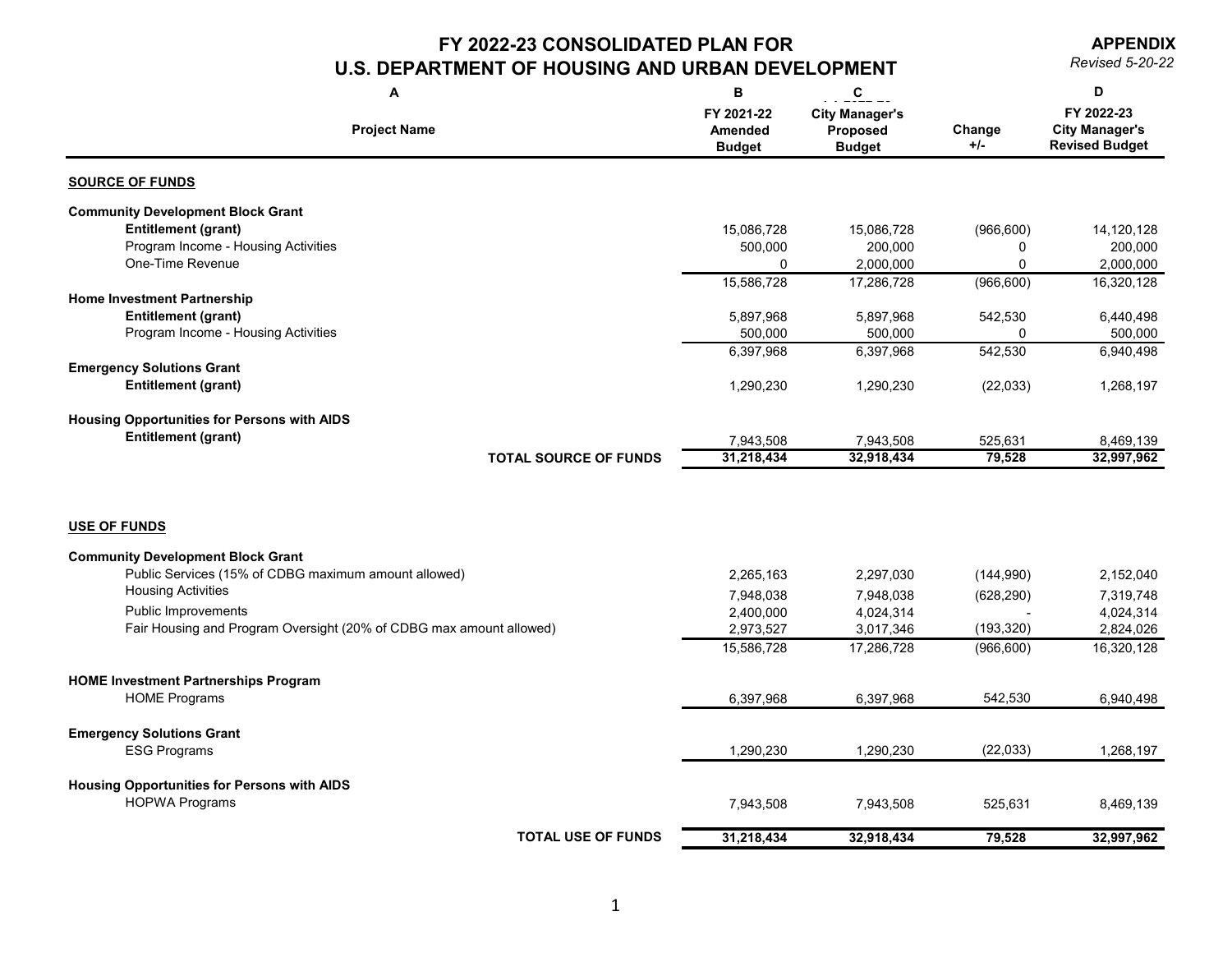# FY 2022-23 CONSOLIDATED PLAN FOR U.S. DEPARTMENT OF HOUSING AND URBAN DEVELOPMENT

**APPENDIX**
*Revised 5-20-22*

| A<br>Project Name | B<br>FY 2021-22 Amended Budget | C<br>FY 2022-23 City Manager's Proposed Budget | Change +/- | D<br>FY 2022-23 City Manager's Revised Budget |
|---|---|---|---|---|
| **SOURCE OF FUNDS** | | | | |
| **Community Development Block Grant** | | | | |
| **Entitlement (grant)** | 15,086,728 | 15,086,728 | (966,600) | 14,120,128 |
| Program Income - Housing Activities | 500,000 | 200,000 | 0 | 200,000 |
| One-Time Revenue | 0 | 2,000,000 | 0 | 2,000,000 |
| | 15,586,728 | 17,286,728 | (966,600) | 16,320,128 |
| **Home Investment Partnership** | | | | |
| **Entitlement (grant)** | 5,897,968 | 5,897,968 | 542,530 | 6,440,498 |
| Program Income - Housing Activities | 500,000 | 500,000 | 0 | 500,000 |
| | 6,397,968 | 6,397,968 | 542,530 | 6,940,498 |
| **Emergency Solutions Grant** | | | | |
| **Entitlement (grant)** | 1,290,230 | 1,290,230 | (22,033) | 1,268,197 |
| **Housing Opportunities for Persons with AIDS** | | | | |
| **Entitlement (grant)** | 7,943,508 | 7,943,508 | 525,631 | 8,469,139 |
| **TOTAL SOURCE OF FUNDS** | **31,218,434** | **32,918,434** | **79,528** | **32,997,962** |
| **USE OF FUNDS** | | | | |
| **Community Development Block Grant** | | | | |
| Public Services (15% of CDBG maximum amount allowed) | 2,265,163 | 2,297,030 | (144,990) | 2,152,040 |
| Housing Activities | 7,948,038 | 7,948,038 | (628,290) | 7,319,748 |
| Public Improvements | 2,400,000 | 4,024,314 | - | 4,024,314 |
| Fair Housing and Program Oversight (20% of CDBG max amount allowed) | 2,973,527 | 3,017,346 | (193,320) | 2,824,026 |
| | 15,586,728 | 17,286,728 | (966,600) | 16,320,128 |
| **HOME Investment Partnerships Program** | | | | |
| HOME Programs | 6,397,968 | 6,397,968 | 542,530 | 6,940,498 |
| **Emergency Solutions Grant** | | | | |
| ESG Programs | 1,290,230 | 1,290,230 | (22,033) | 1,268,197 |
| **Housing Opportunities for Persons with AIDS** | | | | |
| HOPWA Programs | 7,943,508 | 7,943,508 | 525,631 | 8,469,139 |
| **TOTAL USE OF FUNDS** | **31,218,434** | **32,918,434** | **79,528** | **32,997,962** |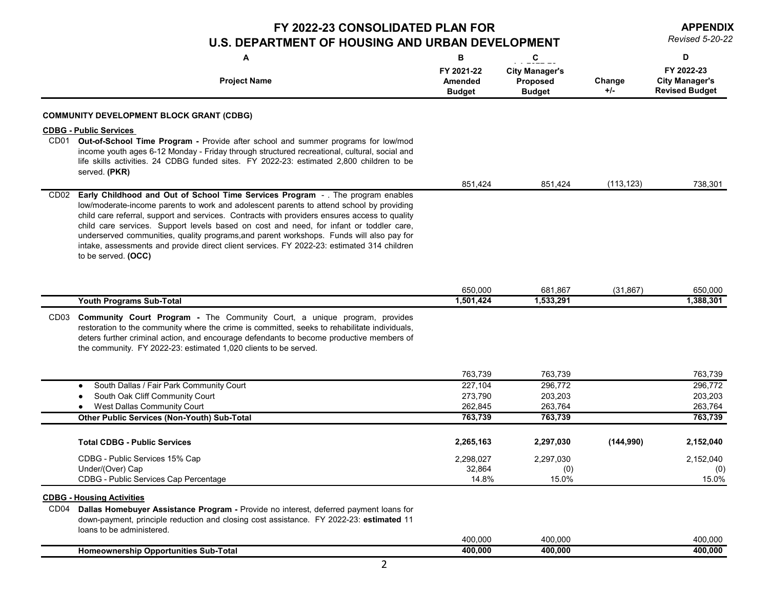# FY 2022-23 CONSOLIDATED PLAN FOR U.S. DEPARTMENT OF HOUSING AND URBAN DEVELOPMENT

**APPENDIX**
*Revised 5-20-22*

| | A | B | C | | D |
|---|---|---|---|---|---|
| | **Project Name** | **FY 2021-22 Amended Budget** | **City Manager's Proposed Budget** | **Change +/-** | **FY 2022-23 City Manager's Revised Budget** |
| | **COMMUNITY DEVELOPMENT BLOCK GRANT (CDBG)** | | | | |
| | **CDBG - Public Services** | | | | |
| CD01 | **Out-of-School Time Program -** Provide after school and summer programs for low/mod income youth ages 6-12 Monday - Friday through structured recreational, cultural, social and life skills activities. 24 CDBG funded sites. FY 2022-23: estimated 2,800 children to be served. **(PKR)** | 851,424 | 851,424 | (113,123) | 738,301 |
| CD02 | **Early Childhood and Out of School Time Services Program** - . The program enables low/moderate-income parents to work and adolescent parents to attend school by providing child care referral, support and services. Contracts with providers ensures access to quality child care services. Support levels based on cost and need, for infant or toddler care, underserved communities, quality programs,and parent workshops. Funds will also pay for intake, assessments and provide direct client services. FY 2022-23: estimated 314 children to be served. **(OCC)** | 650,000 | 681,867 | (31,867) | 650,000 |
| | **Youth Programs Sub-Total** | **1,501,424** | **1,533,291** | | **1,388,301** |
| CD03 | **Community Court Program -** The Community Court, a unique program, provides restoration to the community where the crime is committed, seeks to rehabilitate individuals, deters further criminal action, and encourage defendants to become productive members of the community. FY 2022-23: estimated 1,020 clients to be served. | 763,739 | 763,739 | | 763,739 |
| | • South Dallas / Fair Park Community Court | 227,104 | 296,772 | | 296,772 |
| | • South Oak Cliff Community Court | 273,790 | 203,203 | | 203,203 |
| | • West Dallas Community Court | 262,845 | 263,764 | | 263,764 |
| | **Other Public Services (Non-Youth) Sub-Total** | **763,739** | **763,739** | | **763,739** |
| | **Total CDBG - Public Services** | **2,265,163** | **2,297,030** | **(144,990)** | **2,152,040** |
| | CDBG - Public Services 15% Cap | 2,298,027 | 2,297,030 | | 2,152,040 |
| | Under/(Over) Cap | 32,864 | (0) | | (0) |
| | CDBG - Public Services Cap Percentage | 14.8% | 15.0% | | 15.0% |
| | **CDBG - Housing Activities** | | | | |
| CD04 | **Dallas Homebuyer Assistance Program -** Provide no interest, deferred payment loans for down-payment, principle reduction and closing cost assistance. FY 2022-23: **estimated** 11 loans to be administered. | 400,000 | 400,000 | | 400,000 |
| | **Homeownership Opportunities Sub-Total** | **400,000** | **400,000** | | **400,000** |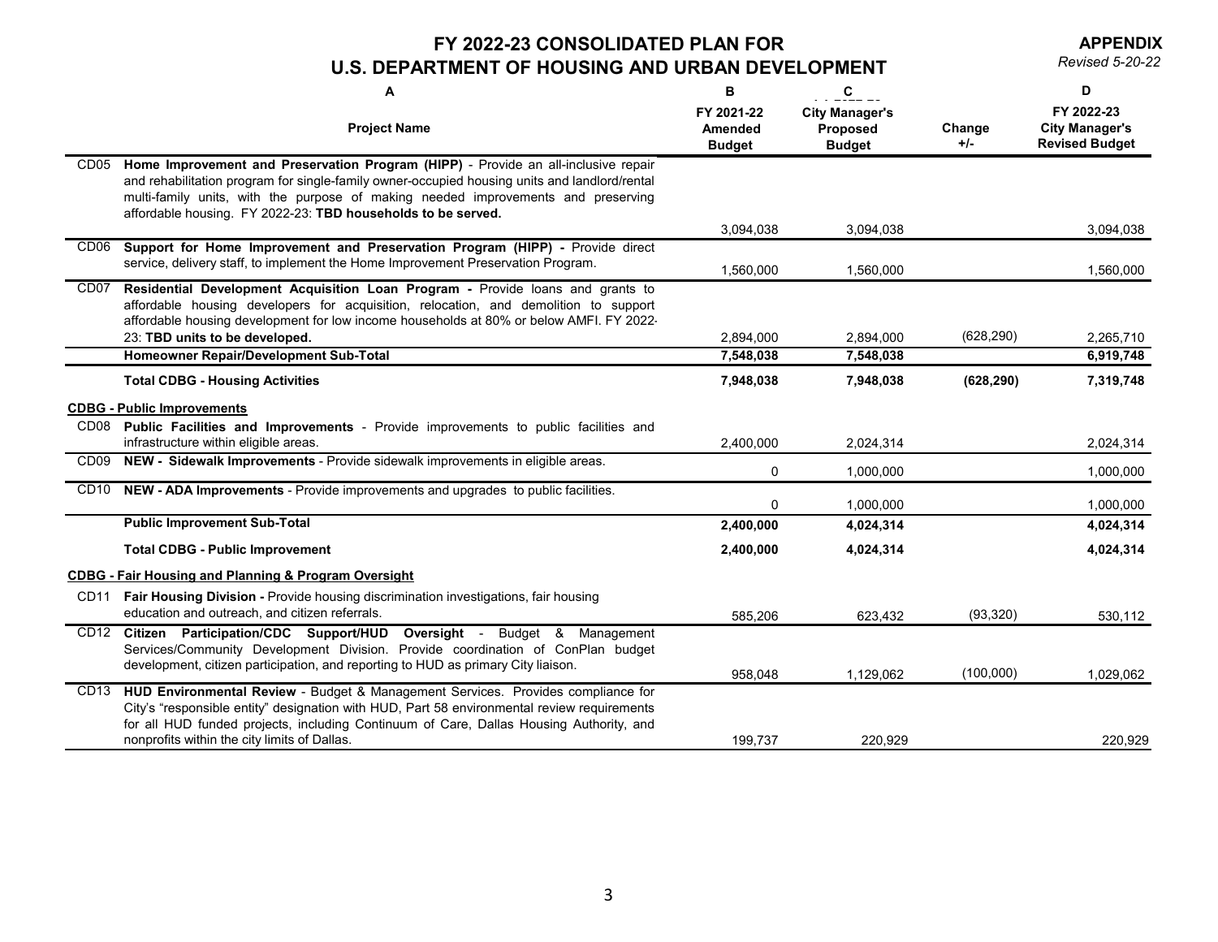# FY 2022-23 CONSOLIDATED PLAN FOR U.S. DEPARTMENT OF HOUSING AND URBAN DEVELOPMENT

**APPENDIX**
*Revised 5-20-22*

| | A | B | C | | D |
|---|---|---|---|---|---|
| | **Project Name** | **FY 2021-22 Amended Budget** | **City Manager's Proposed Budget** | **Change +/-** | **FY 2022-23 City Manager's Revised Budget** |
| CD05 | **Home Improvement and Preservation Program (HIPP)** - Provide an all-inclusive repair and rehabilitation program for single-family owner-occupied housing units and landlord/rental multi-family units, with the purpose of making needed improvements and preserving affordable housing. FY 2022-23: **TBD households to be served.** | 3,094,038 | 3,094,038 | | 3,094,038 |
| CD06 | **Support for Home Improvement and Preservation Program (HIPP) -** Provide direct service, delivery staff, to implement the Home Improvement Preservation Program. | 1,560,000 | 1,560,000 | | 1,560,000 |
| CD07 | **Residential Development Acquisition Loan Program -** Provide loans and grants to affordable housing developers for acquisition, relocation, and demolition to support affordable housing development for low income households at 80% or below AMFI. FY 2022-23: **TBD units to be developed.** | 2,894,000 | 2,894,000 | (628,290) | 2,265,710 |
| | **Homeowner Repair/Development Sub-Total** | **7,548,038** | **7,548,038** | | **6,919,748** |
| | **Total CDBG - Housing Activities** | **7,948,038** | **7,948,038** | **(628,290)** | **7,319,748** |
| | **CDBG - Public Improvements** | | | | |
| CD08 | **Public Facilities and Improvements** - Provide improvements to public facilities and infrastructure within eligible areas. | 2,400,000 | 2,024,314 | | 2,024,314 |
| CD09 | **NEW - Sidewalk Improvements** - Provide sidewalk improvements in eligible areas. | 0 | 1,000,000 | | 1,000,000 |
| CD10 | **NEW - ADA Improvements** - Provide improvements and upgrades to public facilities. | 0 | 1,000,000 | | 1,000,000 |
| | **Public Improvement Sub-Total** | **2,400,000** | **4,024,314** | | **4,024,314** |
| | **Total CDBG - Public Improvement** | **2,400,000** | **4,024,314** | | **4,024,314** |
| | **CDBG - Fair Housing and Planning & Program Oversight** | | | | |
| CD11 | **Fair Housing Division -** Provide housing discrimination investigations, fair housing education and outreach, and citizen referrals. | 585,206 | 623,432 | (93,320) | 530,112 |
| CD12 | **Citizen Participation/CDC Support/HUD Oversight** - Budget & Management Services/Community Development Division. Provide coordination of ConPlan budget development, citizen participation, and reporting to HUD as primary City liaison. | 958,048 | 1,129,062 | (100,000) | 1,029,062 |
| CD13 | **HUD Environmental Review** - Budget & Management Services. Provides compliance for City's "responsible entity" designation with HUD, Part 58 environmental review requirements for all HUD funded projects, including Continuum of Care, Dallas Housing Authority, and nonprofits within the city limits of Dallas. | 199,737 | 220,929 | | 220,929 |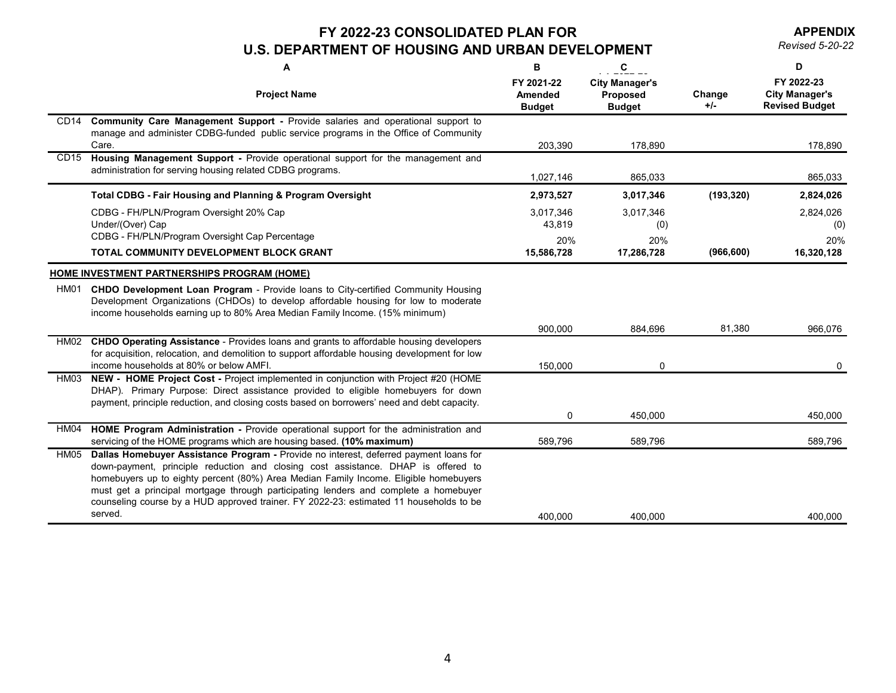# FY 2022-23 CONSOLIDATED PLAN FOR U.S. DEPARTMENT OF HOUSING AND URBAN DEVELOPMENT

**APPENDIX**
*Revised 5-20-22*

| | A | B | C | | D |
|---|---|---|---|---|---|
| | **Project Name** | **FY 2021-22 Amended Budget** | **City Manager's Proposed Budget** | **Change +/-** | **FY 2022-23 City Manager's Revised Budget** |
| CD14 | **Community Care Management Support -** Provide salaries and operational support to manage and administer CDBG-funded public service programs in the Office of Community Care. | 203,390 | 178,890 | | 178,890 |
| CD15 | **Housing Management Support -** Provide operational support for the management and administration for serving housing related CDBG programs. | 1,027,146 | 865,033 | | 865,033 |
| | **Total CDBG - Fair Housing and Planning & Program Oversight** | **2,973,527** | **3,017,346** | **(193,320)** | **2,824,026** |
| | CDBG - FH/PLN/Program Oversight 20% Cap | 3,017,346 | 3,017,346 | | 2,824,026 |
| | Under/(Over) Cap | 43,819 | (0) | | (0) |
| | CDBG - FH/PLN/Program Oversight Cap Percentage | 20% | 20% | | 20% |
| | **TOTAL COMMUNITY DEVELOPMENT BLOCK GRANT** | **15,586,728** | **17,286,728** | **(966,600)** | **16,320,128** |
| | **HOME INVESTMENT PARTNERSHIPS PROGRAM (HOME)** | | | | |
| HM01 | **CHDO Development Loan Program** - Provide loans to City-certified Community Housing Development Organizations (CHDOs) to develop affordable housing for low to moderate income households earning up to 80% Area Median Family Income. (15% minimum) | 900,000 | 884,696 | 81,380 | 966,076 |
| HM02 | **CHDO Operating Assistance** - Provides loans and grants to affordable housing developers for acquisition, relocation, and demolition to support affordable housing development for low income households at 80% or below AMFI. | 150,000 | 0 | | 0 |
| HM03 | **NEW - HOME Project Cost -** Project implemented in conjunction with Project #20 (HOME DHAP). Primary Purpose: Direct assistance provided to eligible homebuyers for down payment, principle reduction, and closing costs based on borrowers' need and debt capacity. | 0 | 450,000 | | 450,000 |
| HM04 | **HOME Program Administration -** Provide operational support for the administration and servicing of the HOME programs which are housing based. **(10% maximum)** | 589,796 | 589,796 | | 589,796 |
| HM05 | **Dallas Homebuyer Assistance Program -** Provide no interest, deferred payment loans for down-payment, principle reduction and closing cost assistance. DHAP is offered to homebuyers up to eighty percent (80%) Area Median Family Income. Eligible homebuyers must get a principal mortgage through participating lenders and complete a homebuyer counseling course by a HUD approved trainer. FY 2022-23: estimated 11 households to be served. | 400,000 | 400,000 | | 400,000 |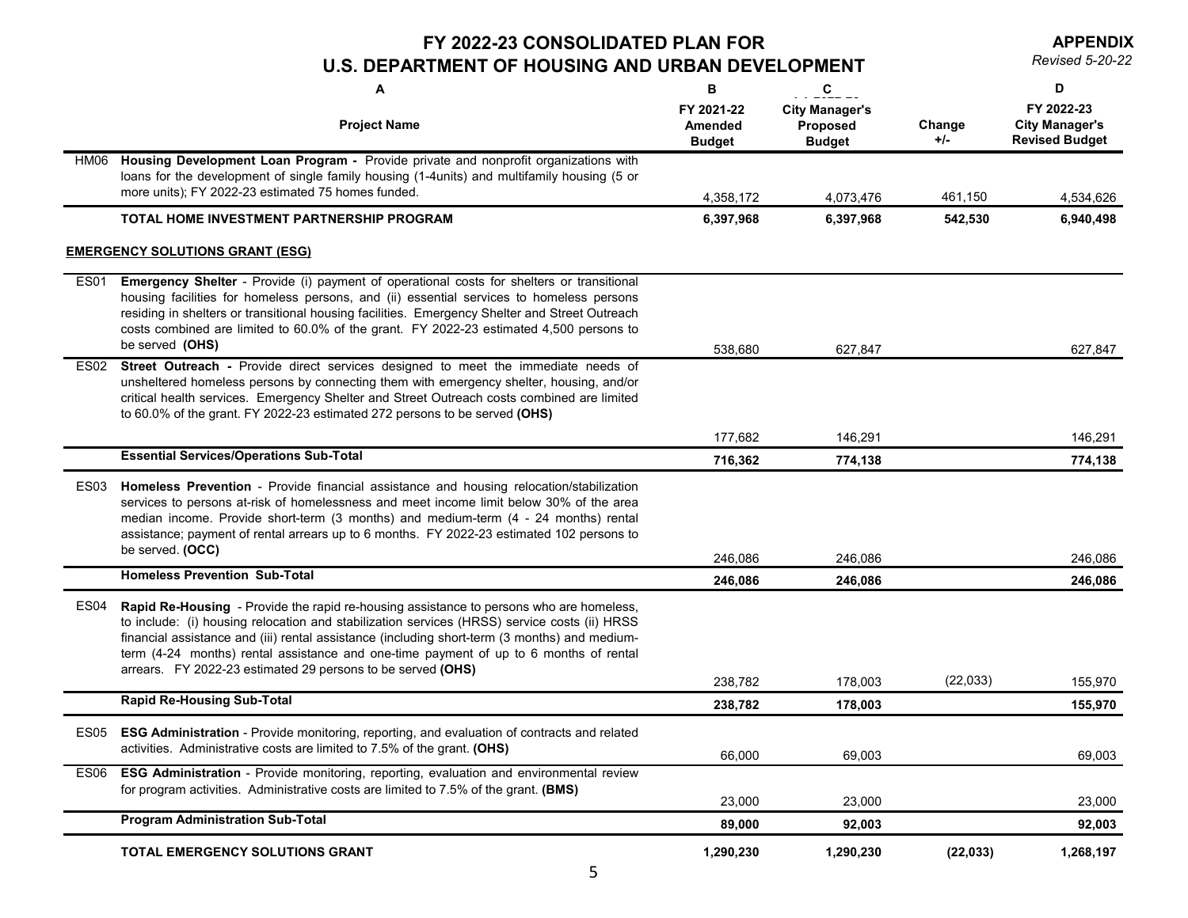# FY 2022-23 CONSOLIDATED PLAN FOR U.S. DEPARTMENT OF HOUSING AND URBAN DEVELOPMENT

**APPENDIX**
*Revised 5-20-22*

| | A<br>Project Name | B<br>FY 2021-22 Amended Budget | C<br>City Manager's Proposed Budget | Change +/- | D<br>FY 2022-23 City Manager's Revised Budget |
|---|---|---|---|---|---|
| HM06 | **Housing Development Loan Program -** Provide private and nonprofit organizations with loans for the development of single family housing (1-4units) and multifamily housing (5 or more units); FY 2022-23 estimated 75 homes funded. | 4,358,172 | 4,073,476 | 461,150 | 4,534,626 |
| | **TOTAL HOME INVESTMENT PARTNERSHIP PROGRAM** | **6,397,968** | **6,397,968** | **542,530** | **6,940,498** |
| | **EMERGENCY SOLUTIONS GRANT (ESG)** | | | | |
| ES01 | **Emergency Shelter** - Provide (i) payment of operational costs for shelters or transitional housing facilities for homeless persons, and (ii) essential services to homeless persons residing in shelters or transitional housing facilities. Emergency Shelter and Street Outreach costs combined are limited to 60.0% of the grant. FY 2022-23 estimated 4,500 persons to be served **(OHS)** | 538,680 | 627,847 | | 627,847 |
| ES02 | **Street Outreach -** Provide direct services designed to meet the immediate needs of unsheltered homeless persons by connecting them with emergency shelter, housing, and/or critical health services. Emergency Shelter and Street Outreach costs combined are limited to 60.0% of the grant. FY 2022-23 estimated 272 persons to be served **(OHS)** | 177,682 | 146,291 | | 146,291 |
| | **Essential Services/Operations Sub-Total** | **716,362** | **774,138** | | **774,138** |
| ES03 | **Homeless Prevention** - Provide financial assistance and housing relocation/stabilization services to persons at-risk of homelessness and meet income limit below 30% of the area median income. Provide short-term (3 months) and medium-term (4 - 24 months) rental assistance; payment of rental arrears up to 6 months. FY 2022-23 estimated 102 persons to be served. **(OCC)** | 246,086 | 246,086 | | 246,086 |
| | **Homeless Prevention Sub-Total** | **246,086** | **246,086** | | **246,086** |
| ES04 | **Rapid Re-Housing** - Provide the rapid re-housing assistance to persons who are homeless, to include: (i) housing relocation and stabilization services (HRSS) service costs (ii) HRSS financial assistance and (iii) rental assistance (including short-term (3 months) and medium-term (4-24 months) rental assistance and one-time payment of up to 6 months of rental arrears. FY 2022-23 estimated 29 persons to be served **(OHS)** | 238,782 | 178,003 | (22,033) | 155,970 |
| | **Rapid Re-Housing Sub-Total** | **238,782** | **178,003** | | **155,970** |
| ES05 | **ESG Administration** - Provide monitoring, reporting, and evaluation of contracts and related activities. Administrative costs are limited to 7.5% of the grant. **(OHS)** | 66,000 | 69,003 | | 69,003 |
| ES06 | **ESG Administration** - Provide monitoring, reporting, evaluation and environmental review for program activities. Administrative costs are limited to 7.5% of the grant. **(BMS)** | 23,000 | 23,000 | | 23,000 |
| | **Program Administration Sub-Total** | **89,000** | **92,003** | | **92,003** |
| | **TOTAL EMERGENCY SOLUTIONS GRANT** | **1,290,230** | **1,290,230** | **(22,033)** | **1,268,197** |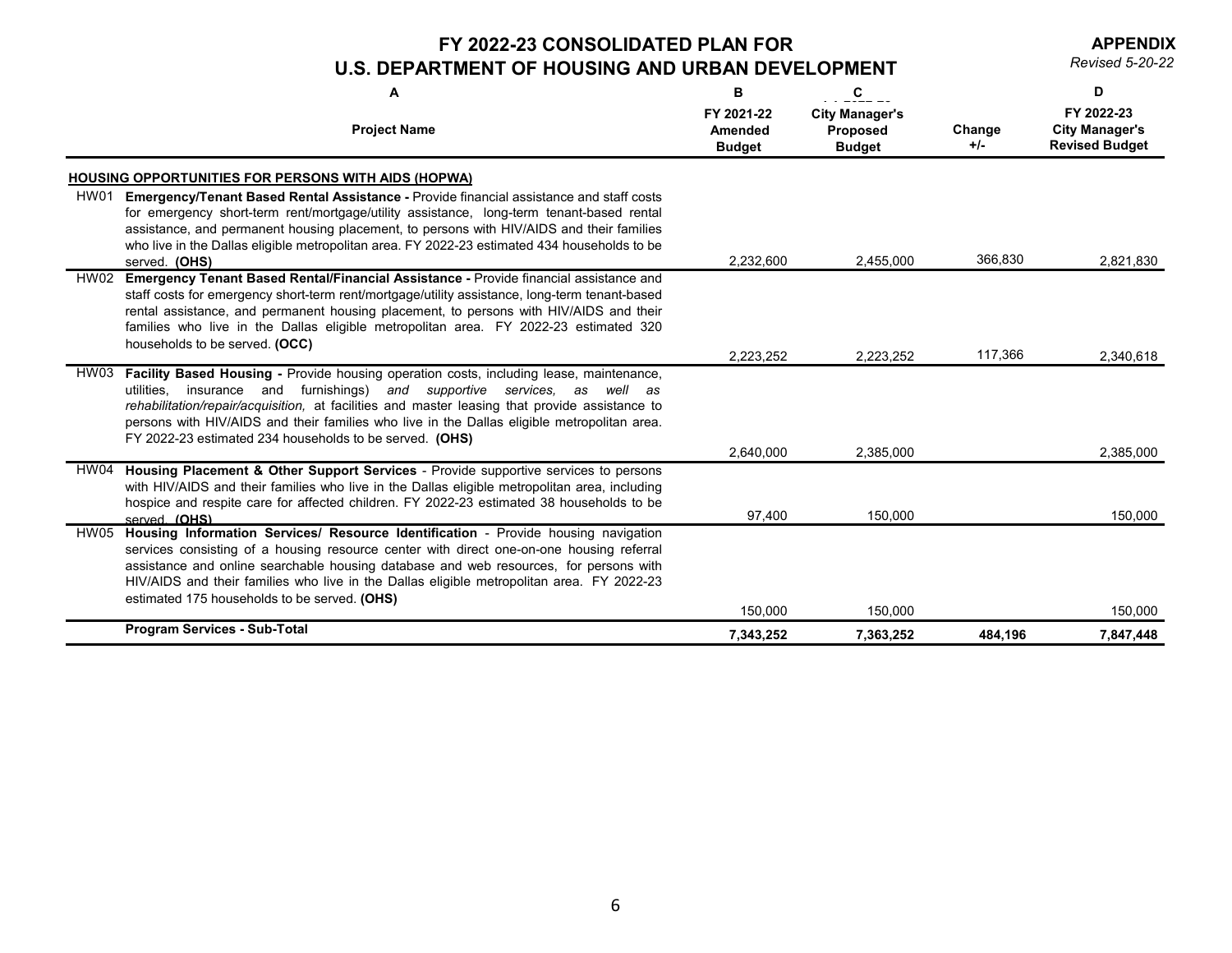# FY 2022-23 CONSOLIDATED PLAN FOR U.S. DEPARTMENT OF HOUSING AND URBAN DEVELOPMENT

**APPENDIX**
*Revised 5-20-22*

| | A | B | C | | D |
|---|---|---|---|---|---|
| | **Project Name** | **FY 2021-22 Amended Budget** | **City Manager's Proposed Budget** | **Change +/-** | **FY 2022-23 City Manager's Revised Budget** |
| | **HOUSING OPPORTUNITIES FOR PERSONS WITH AIDS (HOPWA)** | | | | |
| HW01 | **Emergency/Tenant Based Rental Assistance -** Provide financial assistance and staff costs for emergency short-term rent/mortgage/utility assistance, long-term tenant-based rental assistance, and permanent housing placement, to persons with HIV/AIDS and their families who live in the Dallas eligible metropolitan area. FY 2022-23 estimated 434 households to be served. **(OHS)** | 2,232,600 | 2,455,000 | 366,830 | 2,821,830 |
| HW02 | **Emergency Tenant Based Rental/Financial Assistance -** Provide financial assistance and staff costs for emergency short-term rent/mortgage/utility assistance, long-term tenant-based rental assistance, and permanent housing placement, to persons with HIV/AIDS and their families who live in the Dallas eligible metropolitan area. FY 2022-23 estimated 320 households to be served. **(OCC)** | 2,223,252 | 2,223,252 | 117,366 | 2,340,618 |
| HW03 | **Facility Based Housing -** Provide housing operation costs, including lease, maintenance, utilities, insurance and furnishings) *and supportive services, as well as rehabilitation/repair/acquisition,* at facilities and master leasing that provide assistance to persons with HIV/AIDS and their families who live in the Dallas eligible metropolitan area. FY 2022-23 estimated 234 households to be served. **(OHS)** | 2,640,000 | 2,385,000 | | 2,385,000 |
| HW04 | **Housing Placement & Other Support Services** - Provide supportive services to persons with HIV/AIDS and their families who live in the Dallas eligible metropolitan area, including hospice and respite care for affected children. FY 2022-23 estimated 38 households to be served. **(OHS)** | 97,400 | 150,000 | | 150,000 |
| HW05 | **Housing Information Services/ Resource Identification** - Provide housing navigation services consisting of a housing resource center with direct one-on-one housing referral assistance and online searchable housing database and web resources, for persons with HIV/AIDS and their families who live in the Dallas eligible metropolitan area. FY 2022-23 estimated 175 households to be served. **(OHS)** | 150,000 | 150,000 | | 150,000 |
| | **Program Services - Sub-Total** | **7,343,252** | **7,363,252** | **484,196** | **7,847,448** |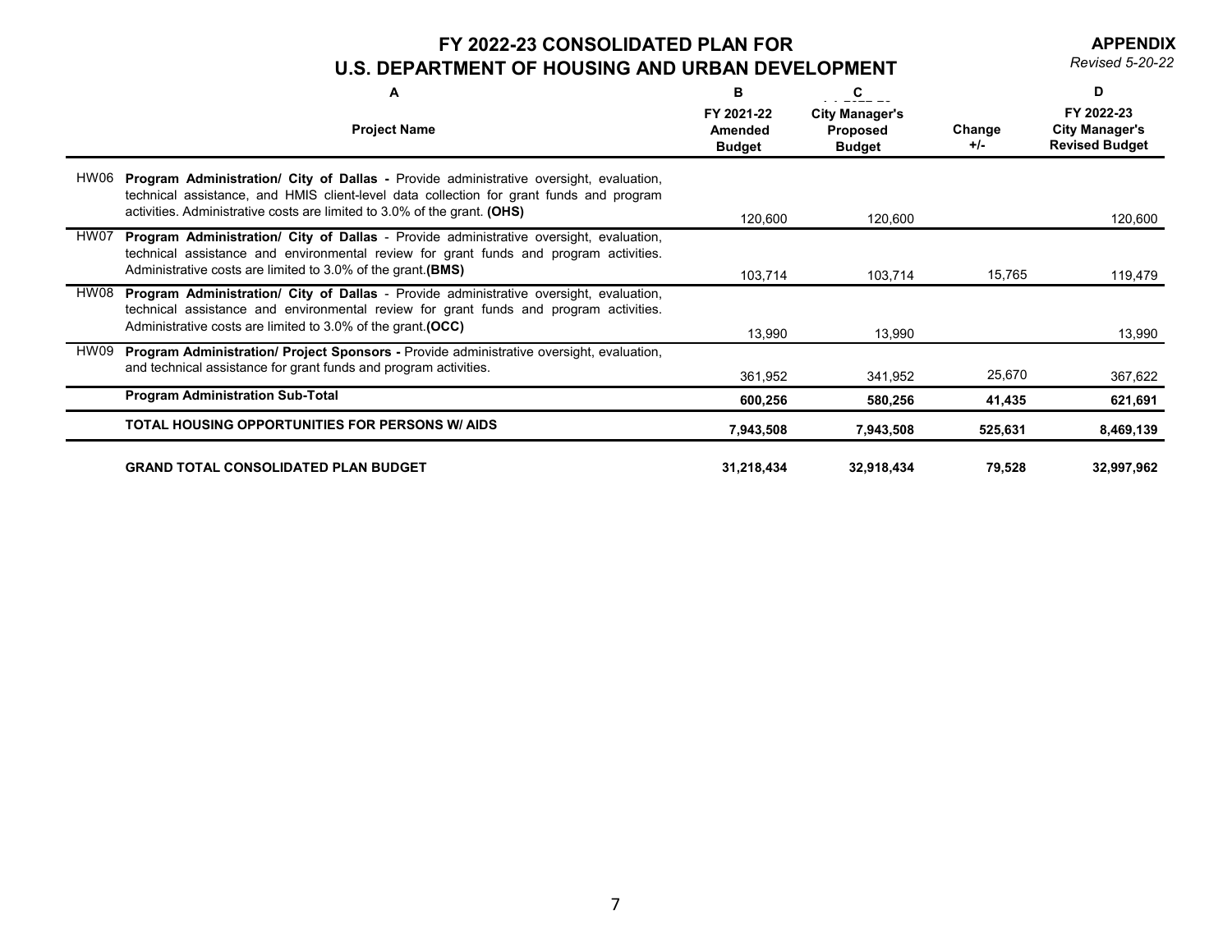# FY 2022-23 CONSOLIDATED PLAN FOR U.S. DEPARTMENT OF HOUSING AND URBAN DEVELOPMENT

**APPENDIX**
*Revised 5-20-22*

| | A | B | C | | D |
|---|---|---|---|---|---|
| | **Project Name** | **FY 2021-22 Amended Budget** | **City Manager's Proposed Budget** | **Change +/-** | **FY 2022-23 City Manager's Revised Budget** |
| HW06 | **Program Administration/ City of Dallas -** Provide administrative oversight, evaluation, technical assistance, and HMIS client-level data collection for grant funds and program activities. Administrative costs are limited to 3.0% of the grant. **(OHS)** | 120,600 | 120,600 | | 120,600 |
| HW07 | **Program Administration/ City of Dallas** - Provide administrative oversight, evaluation, technical assistance and environmental review for grant funds and program activities. Administrative costs are limited to 3.0% of the grant.**(BMS)** | 103,714 | 103,714 | 15,765 | 119,479 |
| HW08 | **Program Administration/ City of Dallas** - Provide administrative oversight, evaluation, technical assistance and environmental review for grant funds and program activities. Administrative costs are limited to 3.0% of the grant.**(OCC)** | 13,990 | 13,990 | | 13,990 |
| HW09 | **Program Administration/ Project Sponsors -** Provide administrative oversight, evaluation, and technical assistance for grant funds and program activities. | 361,952 | 341,952 | 25,670 | 367,622 |
| | **Program Administration Sub-Total** | **600,256** | **580,256** | **41,435** | **621,691** |
| | **TOTAL HOUSING OPPORTUNITIES FOR PERSONS W/ AIDS** | **7,943,508** | **7,943,508** | **525,631** | **8,469,139** |
| | **GRAND TOTAL CONSOLIDATED PLAN BUDGET** | **31,218,434** | **32,918,434** | **79,528** | **32,997,962** |